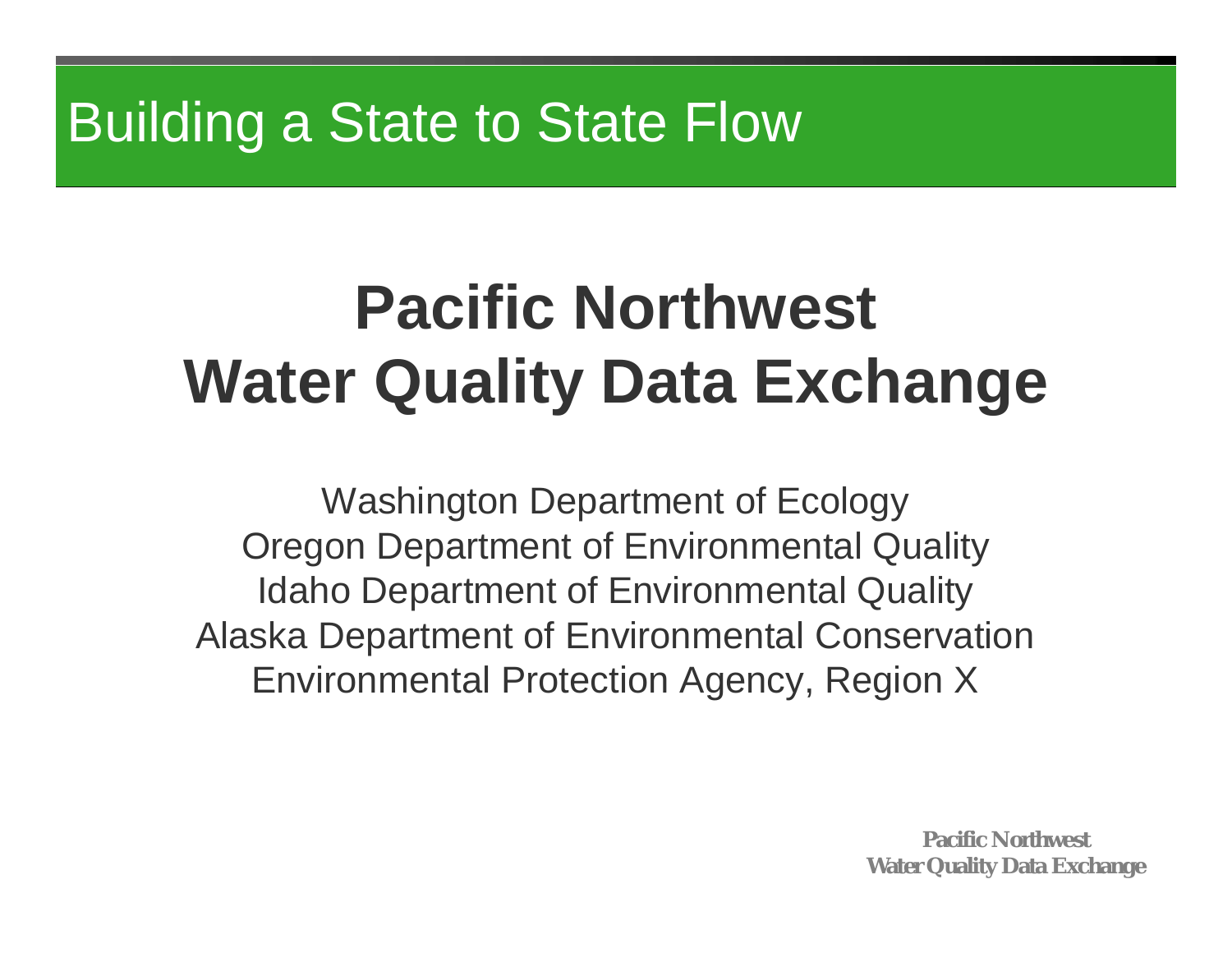# Building a State to State Flow

## Pacific Northwest Water Quality Data Exchange

Washington Department of Ecology
Oregon Department of Environmental Quality
Idaho Department of Environmental Quality
Alaska Department of Environmental Conservation
Environmental Protection Agency, Region X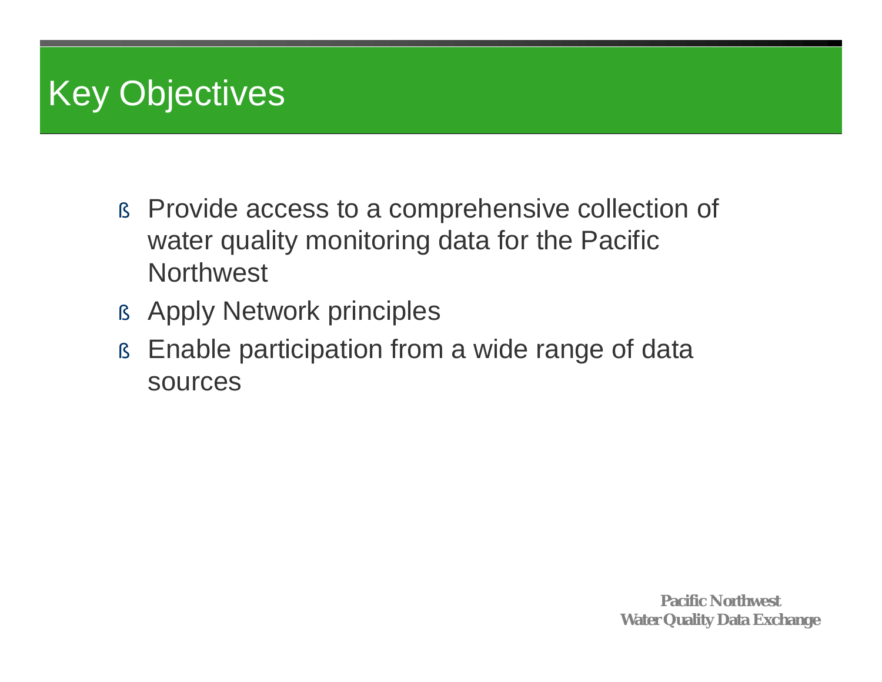# Key Objectives

- Provide access to a comprehensive collection of water quality monitoring data for the Pacific Northwest
- Apply Network principles
- Enable participation from a wide range of data sources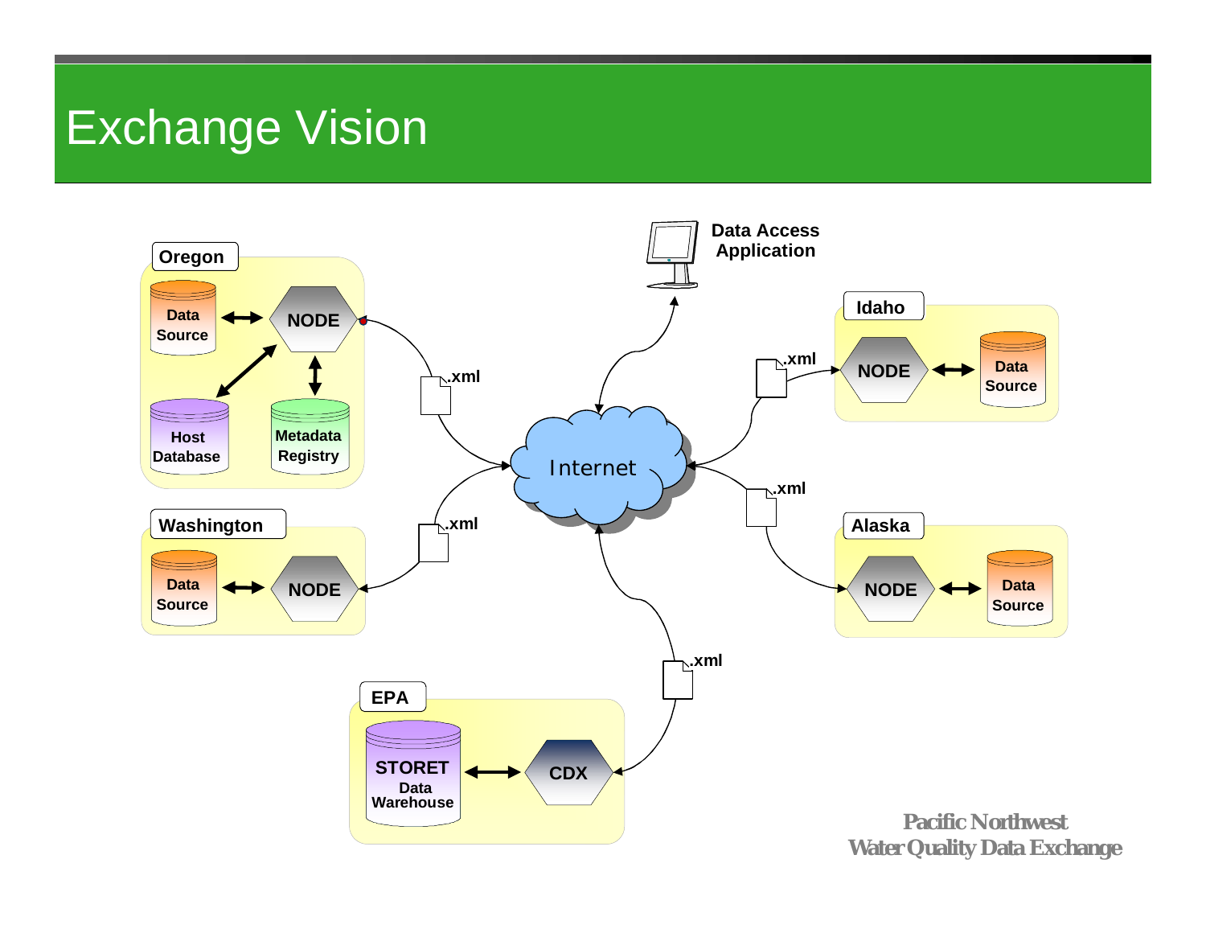# Exchange Vision

Oregon

Data Source

NODE

Host Database

Metadata Registry

Washington

Data Source

NODE

Data Access Application

Internet

.xml

.xml

.xml

.xml

.xml

Idaho

NODE

Data Source

Alaska

NODE

Data Source

EPA

STORET Data Warehouse

CDX

Pacific Northwest
Water Quality Data Exchange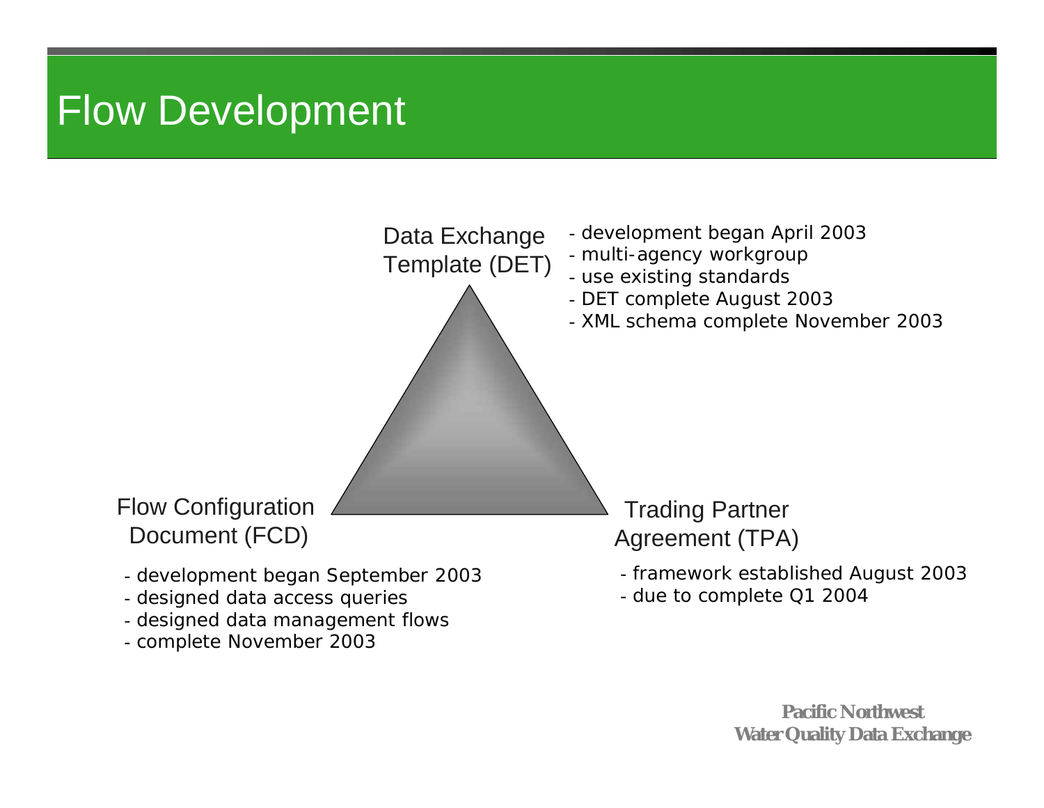# Flow Development

### Data Exchange Template (DET)

- development began April 2003
- multi-agency workgroup
- use existing standards
- DET complete August 2003
- XML schema complete November 2003

### Flow Configuration Document (FCD)

- development began September 2003
- designed data access queries
- designed data management flows
- complete November 2003

### Trading Partner Agreement (TPA)

- framework established August 2003
- due to complete Q1 2004

**Pacific Northwest Water Quality Data Exchange**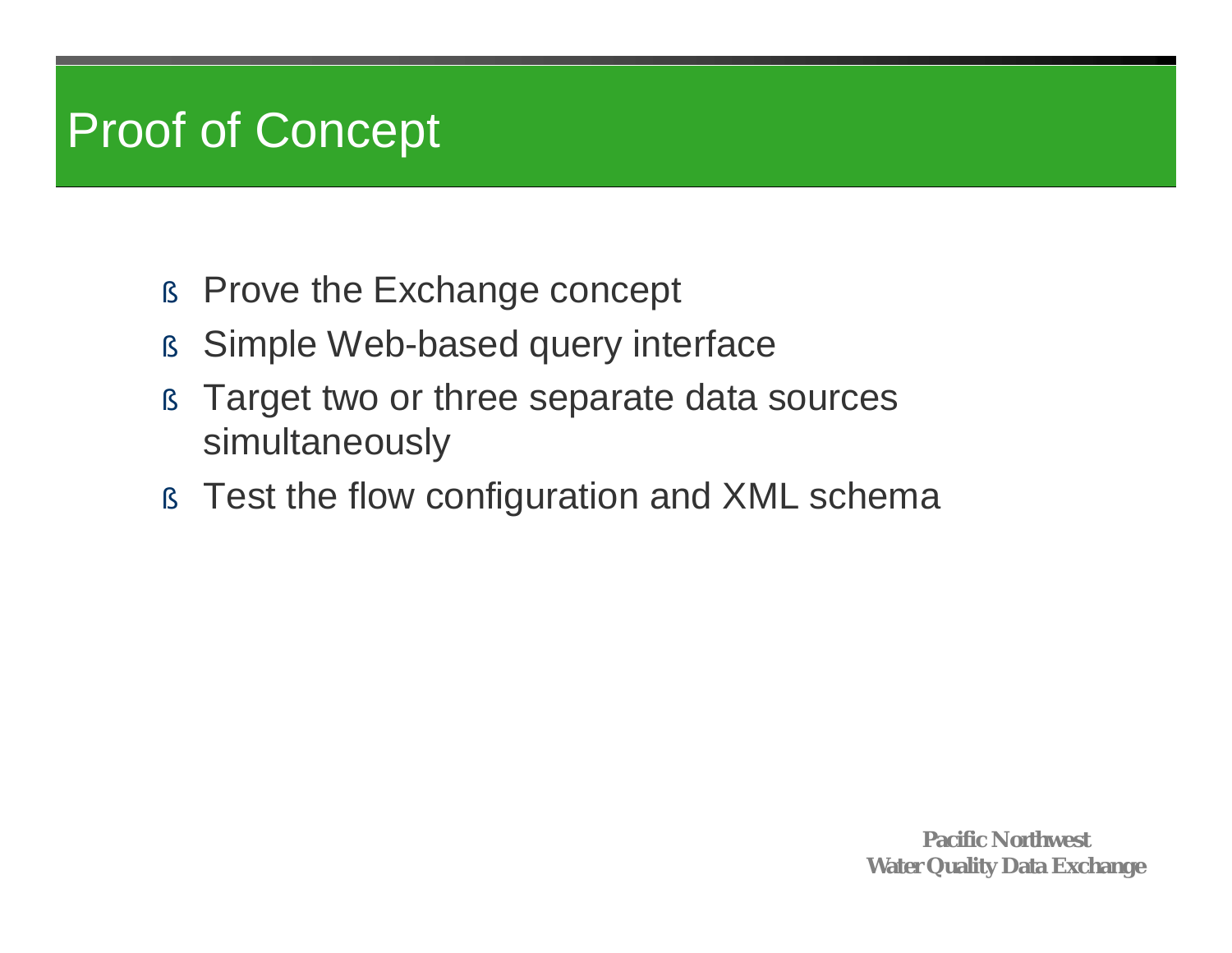# Proof of Concept

- Prove the Exchange concept
- Simple Web-based query interface
- Target two or three separate data sources simultaneously
- Test the flow configuration and XML schema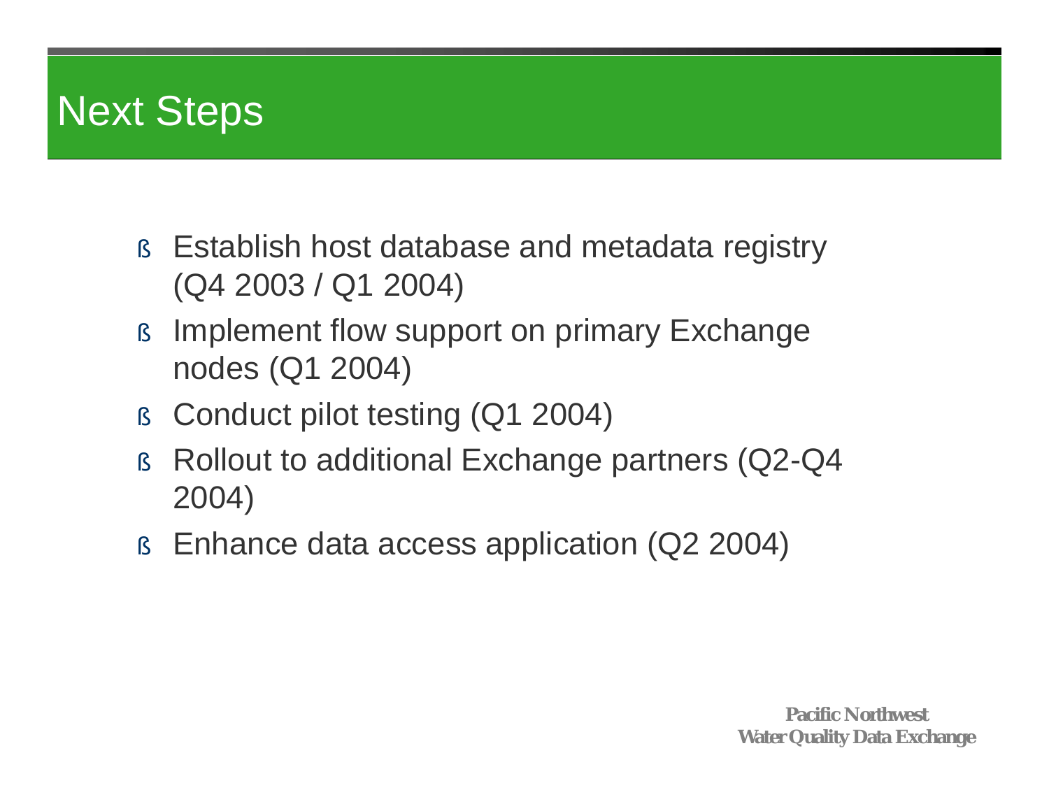# Next Steps

- Establish host database and metadata registry (Q4 2003 / Q1 2004)
- Implement flow support on primary Exchange nodes (Q1 2004)
- Conduct pilot testing (Q1 2004)
- Rollout to additional Exchange partners (Q2-Q4 2004)
- Enhance data access application (Q2 2004)